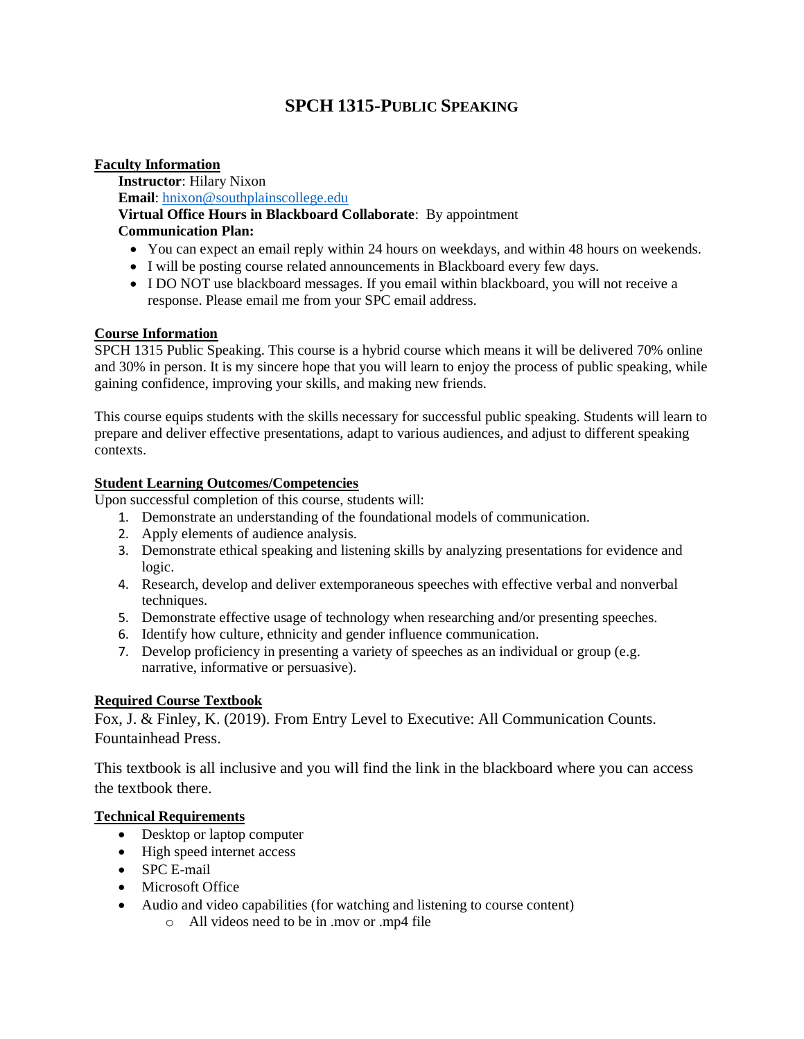# SPCH 1315-PUBLIC SPEAKING

**Faculty Information**

**Instructor**: Hilary Nixon
**Email**: hnixon@southplainscollege.edu
**Virtual Office Hours in Blackboard Collaborate**: By appointment
**Communication Plan:**

- You can expect an email reply within 24 hours on weekdays, and within 48 hours on weekends.
- I will be posting course related announcements in Blackboard every few days.
- I DO NOT use blackboard messages. If you email within blackboard, you will not receive a response. Please email me from your SPC email address.

**Course Information**

SPCH 1315 Public Speaking. This course is a hybrid course which means it will be delivered 70% online and 30% in person. It is my sincere hope that you will learn to enjoy the process of public speaking, while gaining confidence, improving your skills, and making new friends.

This course equips students with the skills necessary for successful public speaking. Students will learn to prepare and deliver effective presentations, adapt to various audiences, and adjust to different speaking contexts.

**Student Learning Outcomes/Competencies**

Upon successful completion of this course, students will:

1. Demonstrate an understanding of the foundational models of communication.
2. Apply elements of audience analysis.
3. Demonstrate ethical speaking and listening skills by analyzing presentations for evidence and logic.
4. Research, develop and deliver extemporaneous speeches with effective verbal and nonverbal techniques.
5. Demonstrate effective usage of technology when researching and/or presenting speeches.
6. Identify how culture, ethnicity and gender influence communication.
7. Develop proficiency in presenting a variety of speeches as an individual or group (e.g. narrative, informative or persuasive).

**Required Course Textbook**

Fox, J. & Finley, K. (2019). From Entry Level to Executive: All Communication Counts. Fountainhead Press.

This textbook is all inclusive and you will find the link in the blackboard where you can access the textbook there.

**Technical Requirements**

- Desktop or laptop computer
- High speed internet access
- SPC E-mail
- Microsoft Office
- Audio and video capabilities (for watching and listening to course content)
  - All videos need to be in .mov or .mp4 file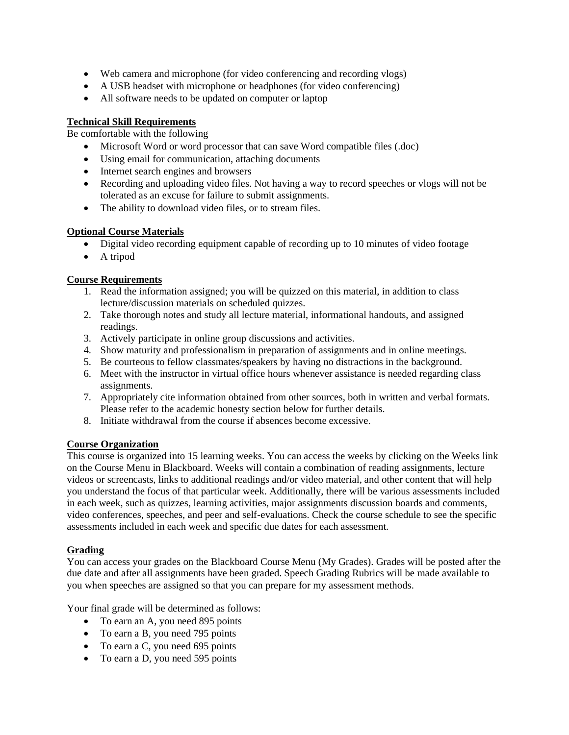- Web camera and microphone (for video conferencing and recording vlogs)
- A USB headset with microphone or headphones (for video conferencing)
- All software needs to be updated on computer or laptop

**Technical Skill Requirements**

Be comfortable with the following

- Microsoft Word or word processor that can save Word compatible files (.doc)
- Using email for communication, attaching documents
- Internet search engines and browsers
- Recording and uploading video files. Not having a way to record speeches or vlogs will not be tolerated as an excuse for failure to submit assignments.
- The ability to download video files, or to stream files.

**Optional Course Materials**

- Digital video recording equipment capable of recording up to 10 minutes of video footage
- A tripod

**Course Requirements**

1. Read the information assigned; you will be quizzed on this material, in addition to class lecture/discussion materials on scheduled quizzes.
2. Take thorough notes and study all lecture material, informational handouts, and assigned readings.
3. Actively participate in online group discussions and activities.
4. Show maturity and professionalism in preparation of assignments and in online meetings.
5. Be courteous to fellow classmates/speakers by having no distractions in the background.
6. Meet with the instructor in virtual office hours whenever assistance is needed regarding class assignments.
7. Appropriately cite information obtained from other sources, both in written and verbal formats. Please refer to the academic honesty section below for further details.
8. Initiate withdrawal from the course if absences become excessive.

**Course Organization**

This course is organized into 15 learning weeks. You can access the weeks by clicking on the Weeks link on the Course Menu in Blackboard. Weeks will contain a combination of reading assignments, lecture videos or screencasts, links to additional readings and/or video material, and other content that will help you understand the focus of that particular week. Additionally, there will be various assessments included in each week, such as quizzes, learning activities, major assignments discussion boards and comments, video conferences, speeches, and peer and self-evaluations. Check the course schedule to see the specific assessments included in each week and specific due dates for each assessment.

**Grading**

You can access your grades on the Blackboard Course Menu (My Grades). Grades will be posted after the due date and after all assignments have been graded. Speech Grading Rubrics will be made available to you when speeches are assigned so that you can prepare for my assessment methods.

Your final grade will be determined as follows:

- To earn an A, you need 895 points
- To earn a B, you need 795 points
- To earn a C, you need 695 points
- To earn a D, you need 595 points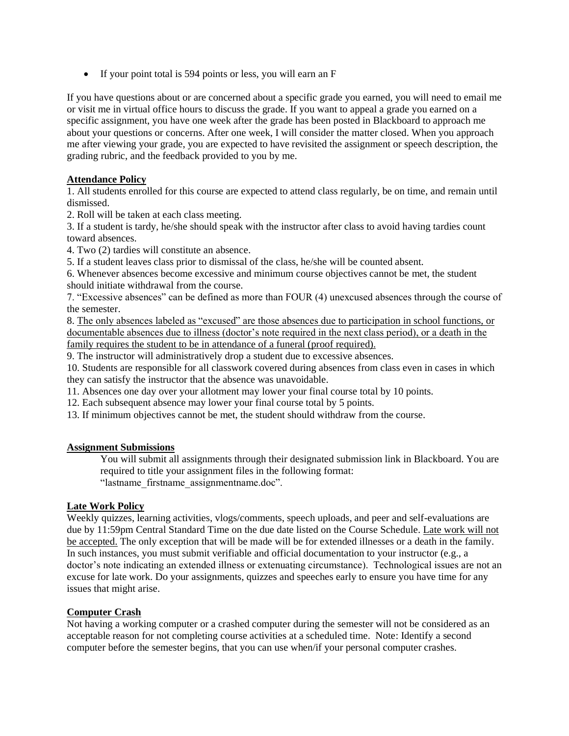- If your point total is 594 points or less, you will earn an F

If you have questions about or are concerned about a specific grade you earned, you will need to email me or visit me in virtual office hours to discuss the grade. If you want to appeal a grade you earned on a specific assignment, you have one week after the grade has been posted in Blackboard to approach me about your questions or concerns. After one week, I will consider the matter closed. When you approach me after viewing your grade, you are expected to have revisited the assignment or speech description, the grading rubric, and the feedback provided to you by me.

## Attendance Policy

1. All students enrolled for this course are expected to attend class regularly, be on time, and remain until dismissed.
2. Roll will be taken at each class meeting.
3. If a student is tardy, he/she should speak with the instructor after class to avoid having tardies count toward absences.
4. Two (2) tardies will constitute an absence.
5. If a student leaves class prior to dismissal of the class, he/she will be counted absent.
6. Whenever absences become excessive and minimum course objectives cannot be met, the student should initiate withdrawal from the course.
7. "Excessive absences" can be defined as more than FOUR (4) unexcused absences through the course of the semester.
8. The only absences labeled as "excused" are those absences due to participation in school functions, or documentable absences due to illness (doctor's note required in the next class period), or a death in the family requires the student to be in attendance of a funeral (proof required).
9. The instructor will administratively drop a student due to excessive absences.
10. Students are responsible for all classwork covered during absences from class even in cases in which they can satisfy the instructor that the absence was unavoidable.
11. Absences one day over your allotment may lower your final course total by 10 points.
12. Each subsequent absence may lower your final course total by 5 points.
13. If minimum objectives cannot be met, the student should withdraw from the course.

## Assignment Submissions

You will submit all assignments through their designated submission link in Blackboard. You are required to title your assignment files in the following format: "lastname_firstname_assignmentname.doc".

## Late Work Policy

Weekly quizzes, learning activities, vlogs/comments, speech uploads, and peer and self-evaluations are due by 11:59pm Central Standard Time on the due date listed on the Course Schedule. Late work will not be accepted. The only exception that will be made will be for extended illnesses or a death in the family. In such instances, you must submit verifiable and official documentation to your instructor (e.g., a doctor's note indicating an extended illness or extenuating circumstance). Technological issues are not an excuse for late work. Do your assignments, quizzes and speeches early to ensure you have time for any issues that might arise.

## Computer Crash

Not having a working computer or a crashed computer during the semester will not be considered as an acceptable reason for not completing course activities at a scheduled time. Note: Identify a second computer before the semester begins, that you can use when/if your personal computer crashes.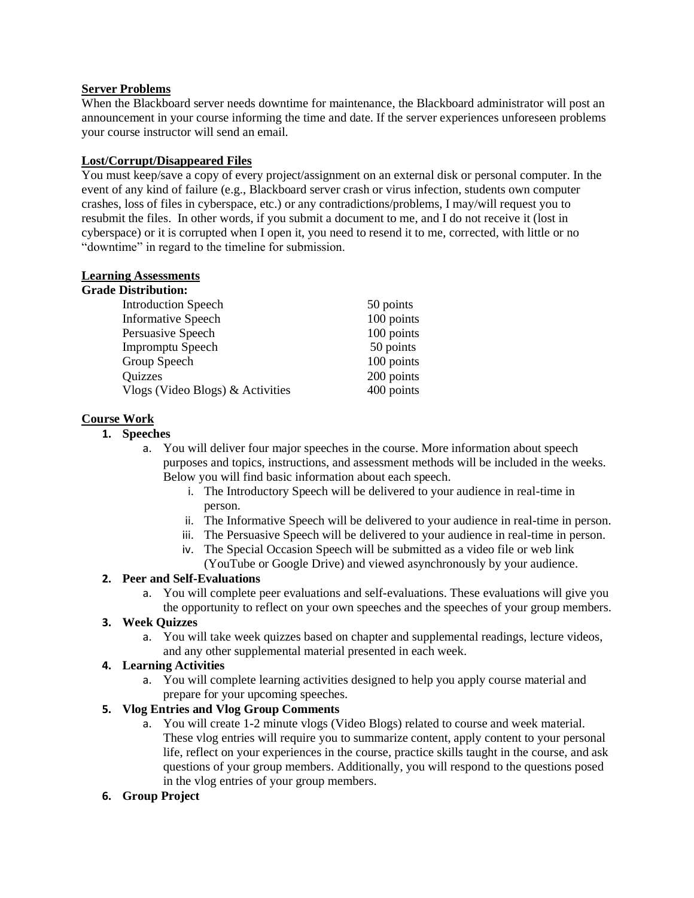**Server Problems**

When the Blackboard server needs downtime for maintenance, the Blackboard administrator will post an announcement in your course informing the time and date. If the server experiences unforeseen problems your course instructor will send an email.

**Lost/Corrupt/Disappeared Files**

You must keep/save a copy of every project/assignment on an external disk or personal computer. In the event of any kind of failure (e.g., Blackboard server crash or virus infection, students own computer crashes, loss of files in cyberspace, etc.) or any contradictions/problems, I may/will request you to resubmit the files. In other words, if you submit a document to me, and I do not receive it (lost in cyberspace) or it is corrupted when I open it, you need to resend it to me, corrected, with little or no "downtime" in regard to the timeline for submission.

**Learning Assessments**

**Grade Distribution:**

| | |
|---|---|
| Introduction Speech | 50 points |
| Informative Speech | 100 points |
| Persuasive Speech | 100 points |
| Impromptu Speech | 50 points |
| Group Speech | 100 points |
| Quizzes | 200 points |
| Vlogs (Video Blogs) & Activities | 400 points |

**Course Work**

1. **Speeches**
   a. You will deliver four major speeches in the course. More information about speech purposes and topics, instructions, and assessment methods will be included in the weeks. Below you will find basic information about each speech.
      i. The Introductory Speech will be delivered to your audience in real-time in person.
      ii. The Informative Speech will be delivered to your audience in real-time in person.
      iii. The Persuasive Speech will be delivered to your audience in real-time in person.
      iv. The Special Occasion Speech will be submitted as a video file or web link (YouTube or Google Drive) and viewed asynchronously by your audience.
2. **Peer and Self-Evaluations**
   a. You will complete peer evaluations and self-evaluations. These evaluations will give you the opportunity to reflect on your own speeches and the speeches of your group members.
3. **Week Quizzes**
   a. You will take week quizzes based on chapter and supplemental readings, lecture videos, and any other supplemental material presented in each week.
4. **Learning Activities**
   a. You will complete learning activities designed to help you apply course material and prepare for your upcoming speeches.
5. **Vlog Entries and Vlog Group Comments**
   a. You will create 1-2 minute vlogs (Video Blogs) related to course and week material. These vlog entries will require you to summarize content, apply content to your personal life, reflect on your experiences in the course, practice skills taught in the course, and ask questions of your group members. Additionally, you will respond to the questions posed in the vlog entries of your group members.
6. **Group Project**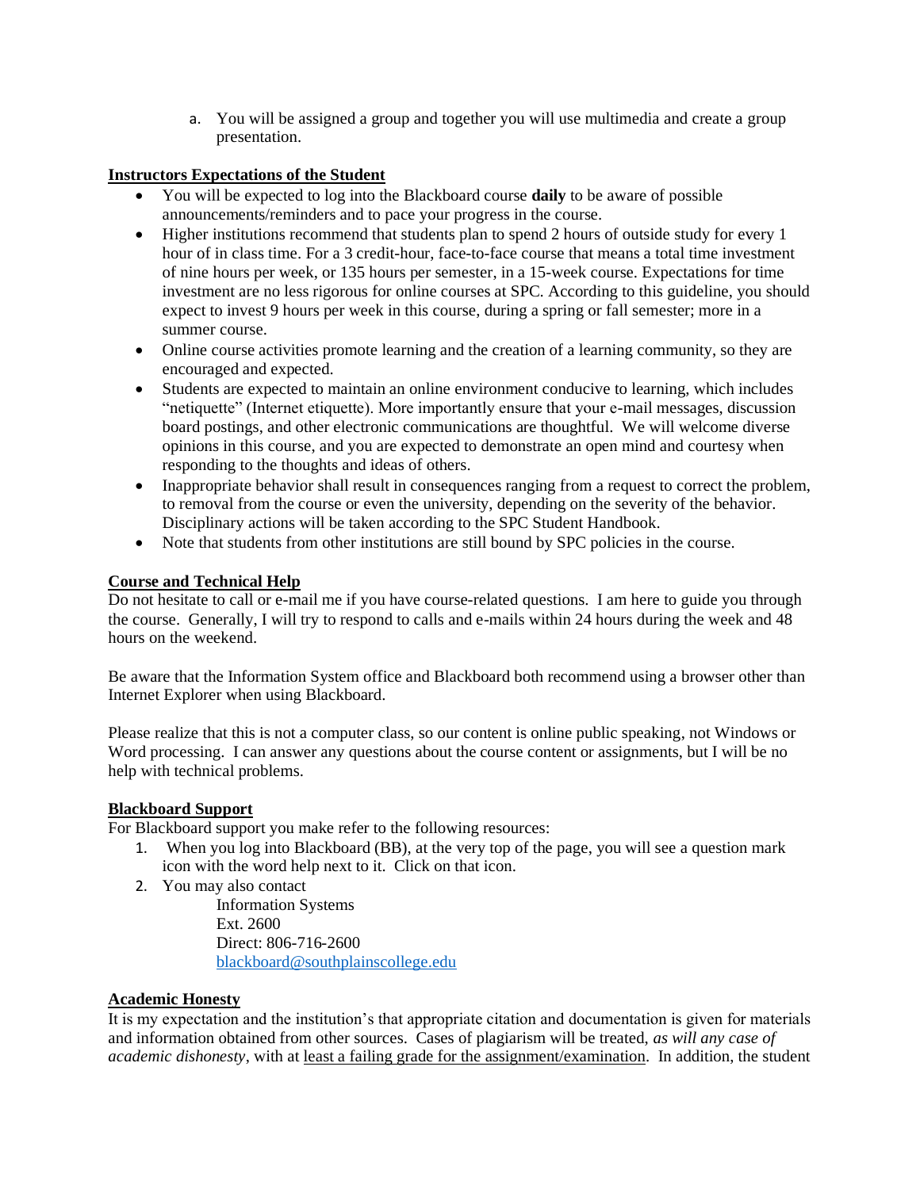a. You will be assigned a group and together you will use multimedia and create a group presentation.

**Instructors Expectations of the Student**

- You will be expected to log into the Blackboard course **daily** to be aware of possible announcements/reminders and to pace your progress in the course.
- Higher institutions recommend that students plan to spend 2 hours of outside study for every 1 hour of in class time. For a 3 credit-hour, face-to-face course that means a total time investment of nine hours per week, or 135 hours per semester, in a 15-week course. Expectations for time investment are no less rigorous for online courses at SPC. According to this guideline, you should expect to invest 9 hours per week in this course, during a spring or fall semester; more in a summer course.
- Online course activities promote learning and the creation of a learning community, so they are encouraged and expected.
- Students are expected to maintain an online environment conducive to learning, which includes "netiquette" (Internet etiquette). More importantly ensure that your e-mail messages, discussion board postings, and other electronic communications are thoughtful. We will welcome diverse opinions in this course, and you are expected to demonstrate an open mind and courtesy when responding to the thoughts and ideas of others.
- Inappropriate behavior shall result in consequences ranging from a request to correct the problem, to removal from the course or even the university, depending on the severity of the behavior. Disciplinary actions will be taken according to the SPC Student Handbook.
- Note that students from other institutions are still bound by SPC policies in the course.

**Course and Technical Help**

Do not hesitate to call or e-mail me if you have course-related questions. I am here to guide you through the course. Generally, I will try to respond to calls and e-mails within 24 hours during the week and 48 hours on the weekend.

Be aware that the Information System office and Blackboard both recommend using a browser other than Internet Explorer when using Blackboard.

Please realize that this is not a computer class, so our content is online public speaking, not Windows or Word processing. I can answer any questions about the course content or assignments, but I will be no help with technical problems.

**Blackboard Support**

For Blackboard support you make refer to the following resources:

1. When you log into Blackboard (BB), at the very top of the page, you will see a question mark icon with the word help next to it. Click on that icon.
2. You may also contact

   Information Systems
   Ext. 2600
   Direct: 806-716-2600
   blackboard@southplainscollege.edu

**Academic Honesty**

It is my expectation and the institution's that appropriate citation and documentation is given for materials and information obtained from other sources. Cases of plagiarism will be treated, *as will any case of academic dishonesty*, with at least a failing grade for the assignment/examination. In addition, the student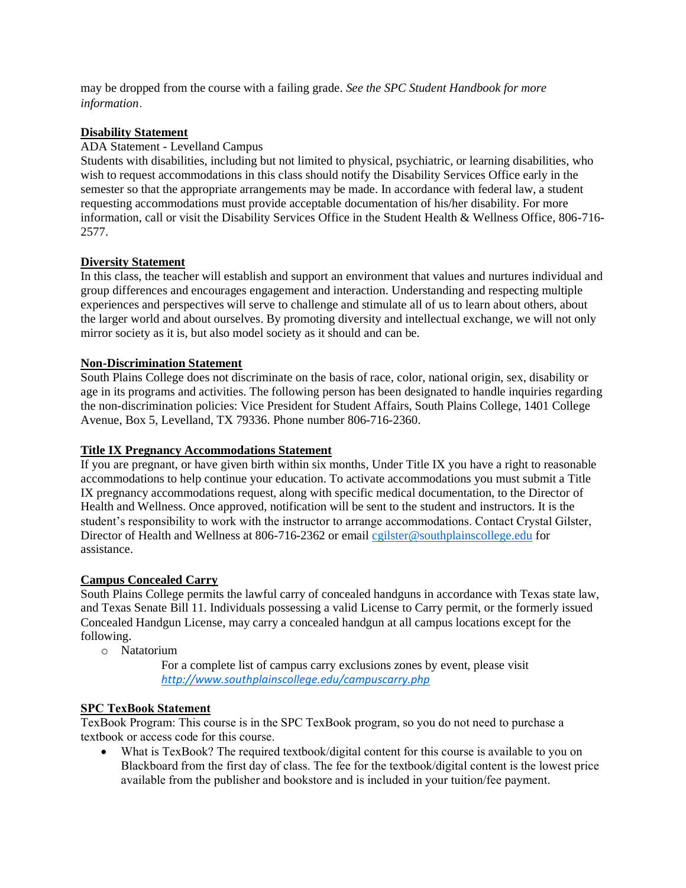may be dropped from the course with a failing grade. *See the SPC Student Handbook for more information*.

**Disability Statement**

ADA Statement - Levelland Campus

Students with disabilities, including but not limited to physical, psychiatric, or learning disabilities, who wish to request accommodations in this class should notify the Disability Services Office early in the semester so that the appropriate arrangements may be made. In accordance with federal law, a student requesting accommodations must provide acceptable documentation of his/her disability. For more information, call or visit the Disability Services Office in the Student Health & Wellness Office, 806-716-2577.

**Diversity Statement**

In this class, the teacher will establish and support an environment that values and nurtures individual and group differences and encourages engagement and interaction. Understanding and respecting multiple experiences and perspectives will serve to challenge and stimulate all of us to learn about others, about the larger world and about ourselves. By promoting diversity and intellectual exchange, we will not only mirror society as it is, but also model society as it should and can be.

**Non-Discrimination Statement**

South Plains College does not discriminate on the basis of race, color, national origin, sex, disability or age in its programs and activities. The following person has been designated to handle inquiries regarding the non-discrimination policies: Vice President for Student Affairs, South Plains College, 1401 College Avenue, Box 5, Levelland, TX 79336. Phone number 806-716-2360.

**Title IX Pregnancy Accommodations Statement**

If you are pregnant, or have given birth within six months, Under Title IX you have a right to reasonable accommodations to help continue your education. To activate accommodations you must submit a Title IX pregnancy accommodations request, along with specific medical documentation, to the Director of Health and Wellness. Once approved, notification will be sent to the student and instructors. It is the student's responsibility to work with the instructor to arrange accommodations. Contact Crystal Gilster, Director of Health and Wellness at 806-716-2362 or email cgilster@southplainscollege.edu for assistance.

**Campus Concealed Carry**

South Plains College permits the lawful carry of concealed handguns in accordance with Texas state law, and Texas Senate Bill 11. Individuals possessing a valid License to Carry permit, or the formerly issued Concealed Handgun License, may carry a concealed handgun at all campus locations except for the following.

- Natatorium

For a complete list of campus carry exclusions zones by event, please visit *http://www.southplainscollege.edu/campuscarry.php*

**SPC TexBook Statement**

TexBook Program: This course is in the SPC TexBook program, so you do not need to purchase a textbook or access code for this course.

- What is TexBook? The required textbook/digital content for this course is available to you on Blackboard from the first day of class. The fee for the textbook/digital content is the lowest price available from the publisher and bookstore and is included in your tuition/fee payment.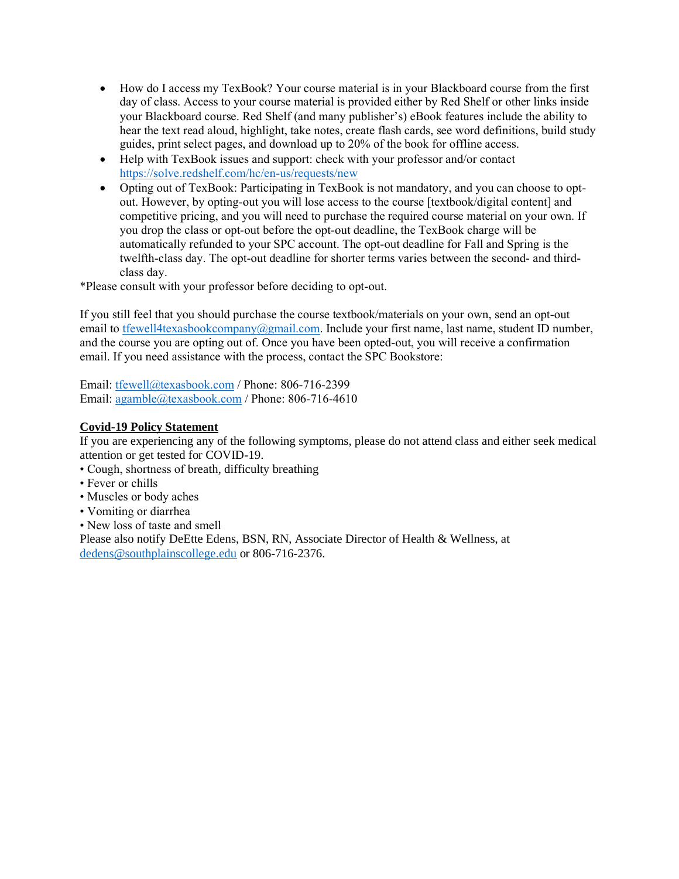- How do I access my TexBook? Your course material is in your Blackboard course from the first day of class. Access to your course material is provided either by Red Shelf or other links inside your Blackboard course. Red Shelf (and many publisher's) eBook features include the ability to hear the text read aloud, highlight, take notes, create flash cards, see word definitions, build study guides, print select pages, and download up to 20% of the book for offline access.
- Help with TexBook issues and support: check with your professor and/or contact https://solve.redshelf.com/hc/en-us/requests/new
- Opting out of TexBook: Participating in TexBook is not mandatory, and you can choose to opt-out. However, by opting-out you will lose access to the course [textbook/digital content] and competitive pricing, and you will need to purchase the required course material on your own. If you drop the class or opt-out before the opt-out deadline, the TexBook charge will be automatically refunded to your SPC account. The opt-out deadline for Fall and Spring is the twelfth-class day. The opt-out deadline for shorter terms varies between the second- and third-class day.

*Please consult with your professor before deciding to opt-out.

If you still feel that you should purchase the course textbook/materials on your own, send an opt-out email to tfewell4texasbookcompany@gmail.com. Include your first name, last name, student ID number, and the course you are opting out of. Once you have been opted-out, you will receive a confirmation email. If you need assistance with the process, contact the SPC Bookstore:

Email: tfewell@texasbook.com / Phone: 806-716-2399
Email: agamble@texasbook.com / Phone: 806-716-4610

**Covid-19 Policy Statement**

If you are experiencing any of the following symptoms, please do not attend class and either seek medical attention or get tested for COVID-19.

- Cough, shortness of breath, difficulty breathing
- Fever or chills
- Muscles or body aches
- Vomiting or diarrhea
- New loss of taste and smell

Please also notify DeEtte Edens, BSN, RN, Associate Director of Health & Wellness, at dedens@southplainscollege.edu or 806-716-2376.